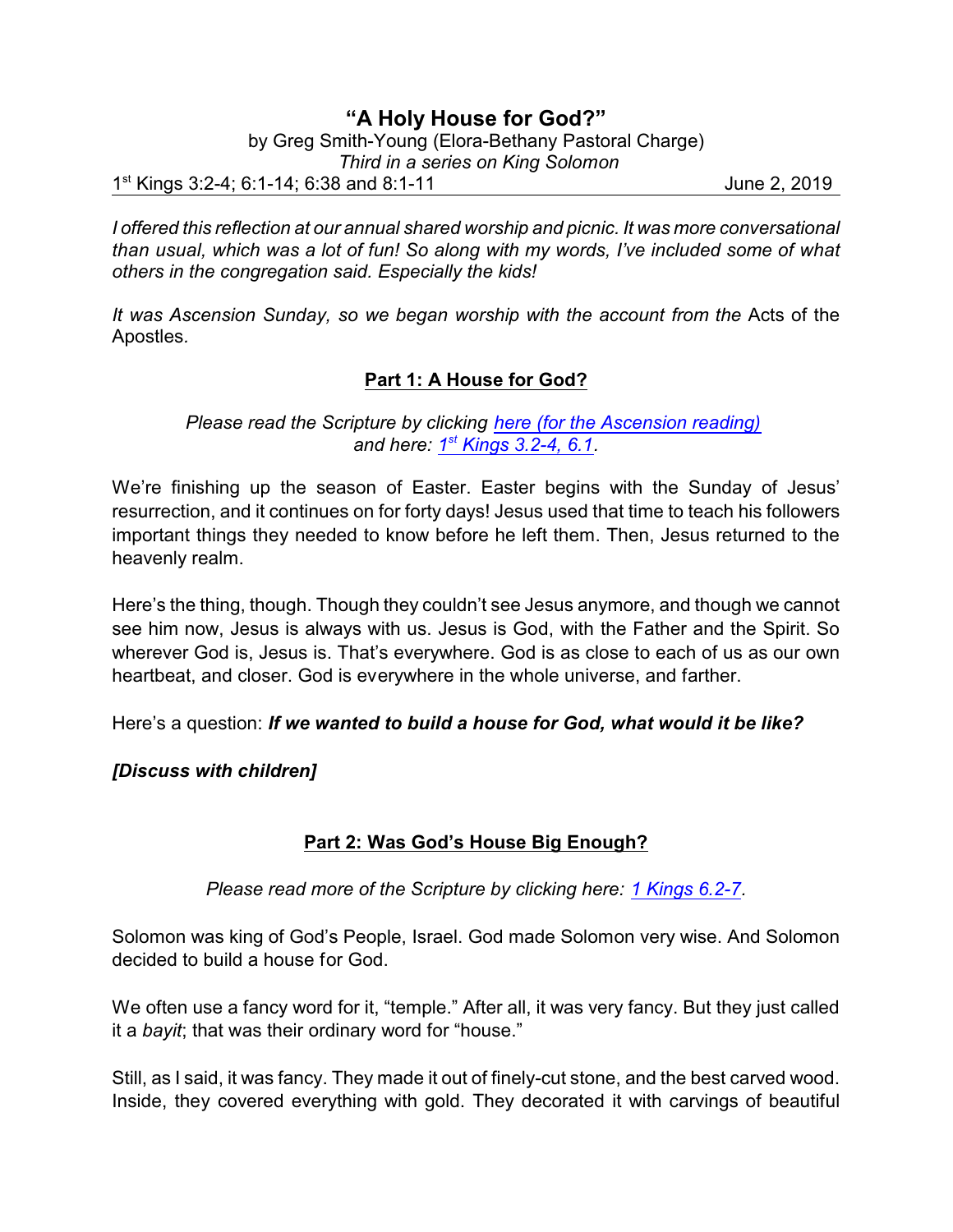# "A Holy House for God?"

by Greg Smith-Young (Elora-Bethany Pastoral Charge)
*Third in a series on King Solomon*

1st Kings 3:2-4; 6:1-14; 6:38 and 8:1-11 June 2, 2019

*I offered this reflection at our annual shared worship and picnic. It was more conversational than usual, which was a lot of fun! So along with my words, I've included some of what others in the congregation said. Especially the kids!*

*It was Ascension Sunday, so we began worship with the account from the* Acts of the Apostles*.*

## Part 1: A House for God?

*Please read the Scripture by clicking [here (for the Ascension reading)] and here: [1st Kings 3.2-4, 6.1].*

We're finishing up the season of Easter. Easter begins with the Sunday of Jesus' resurrection, and it continues on for forty days! Jesus used that time to teach his followers important things they needed to know before he left them. Then, Jesus returned to the heavenly realm.

Here's the thing, though. Though they couldn't see Jesus anymore, and though we cannot see him now, Jesus is always with us. Jesus is God, with the Father and the Spirit. So wherever God is, Jesus is. That's everywhere. God is as close to each of us as our own heartbeat, and closer. God is everywhere in the whole universe, and farther.

Here's a question: ***If we wanted to build a house for God, what would it be like?***

***[Discuss with children]***

## Part 2: Was God's House Big Enough?

*Please read more of the Scripture by clicking here: [1 Kings 6.2-7].*

Solomon was king of God's People, Israel. God made Solomon very wise. And Solomon decided to build a house for God.

We often use a fancy word for it, "temple." After all, it was very fancy. But they just called it a *bayit*; that was their ordinary word for "house."

Still, as I said, it was fancy. They made it out of finely-cut stone, and the best carved wood. Inside, they covered everything with gold. They decorated it with carvings of beautiful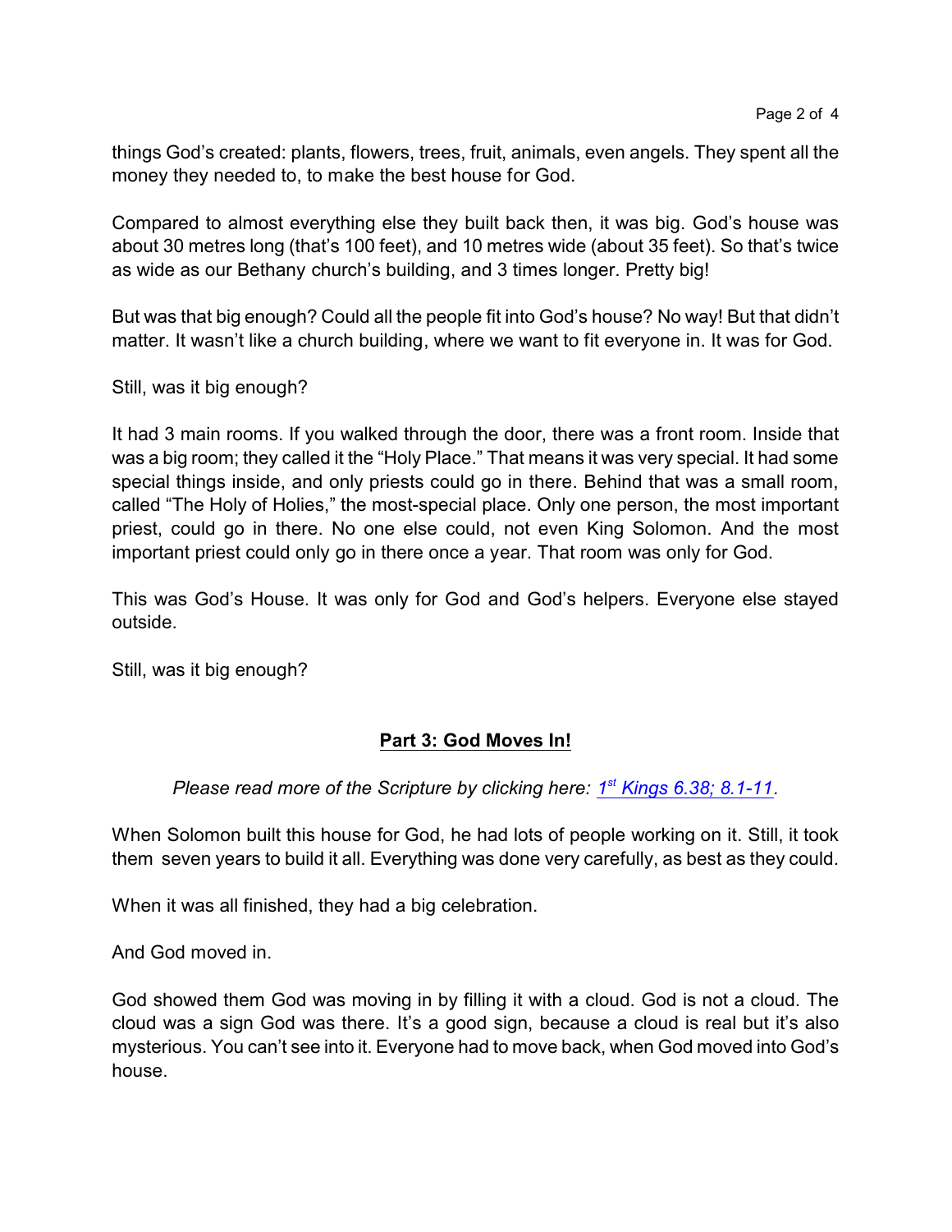things God's created: plants, flowers, trees, fruit, animals, even angels. They spent all the money they needed to, to make the best house for God.

Compared to almost everything else they built back then, it was big. God's house was about 30 metres long (that's 100 feet), and 10 metres wide (about 35 feet). So that's twice as wide as our Bethany church's building, and 3 times longer. Pretty big!

But was that big enough? Could all the people fit into God's house? No way! But that didn't matter. It wasn't like a church building, where we want to fit everyone in. It was for God.

Still, was it big enough?

It had 3 main rooms. If you walked through the door, there was a front room. Inside that was a big room; they called it the "Holy Place." That means it was very special. It had some special things inside, and only priests could go in there. Behind that was a small room, called "The Holy of Holies," the most-special place. Only one person, the most important priest, could go in there. No one else could, not even King Solomon. And the most important priest could only go in there once a year. That room was only for God.

This was God's House. It was only for God and God's helpers. Everyone else stayed outside.

Still, was it big enough?

## **Part 3: God Moves In!**

*Please read more of the Scripture by clicking here: 1st Kings 6.38; 8.1-11.*

When Solomon built this house for God, he had lots of people working on it. Still, it took them seven years to build it all. Everything was done very carefully, as best as they could.

When it was all finished, they had a big celebration.

And God moved in.

God showed them God was moving in by filling it with a cloud. God is not a cloud. The cloud was a sign God was there. It's a good sign, because a cloud is real but it's also mysterious. You can't see into it. Everyone had to move back, when God moved into God's house.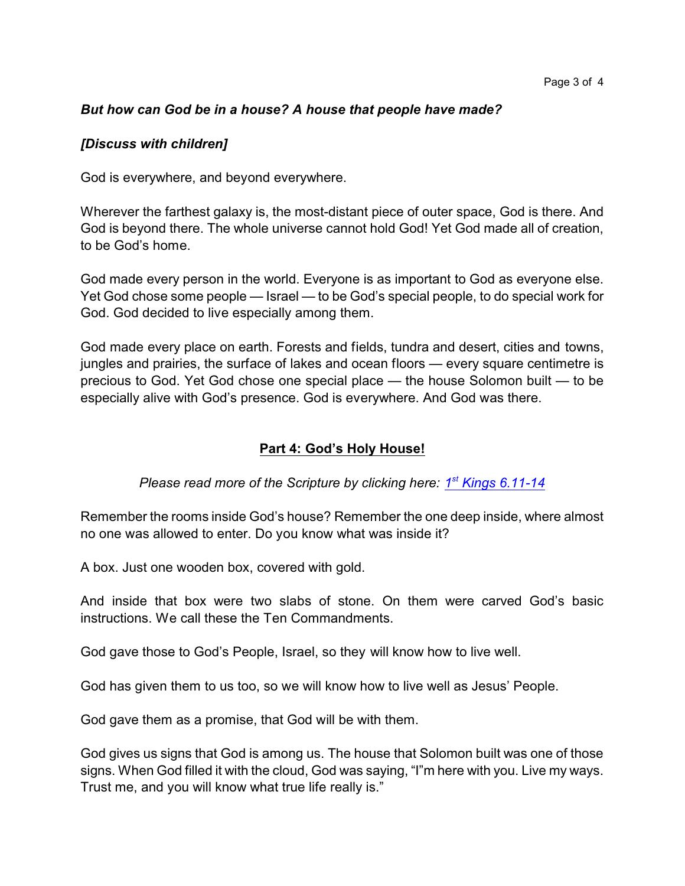***But how can God be in a house? A house that people have made?***

***[Discuss with children]***

God is everywhere, and beyond everywhere.

Wherever the farthest galaxy is, the most-distant piece of outer space, God is there. And God is beyond there. The whole universe cannot hold God! Yet God made all of creation, to be God's home.

God made every person in the world. Everyone is as important to God as everyone else. Yet God chose some people — Israel — to be God's special people, to do special work for God. God decided to live especially among them.

God made every place on earth. Forests and fields, tundra and desert, cities and towns, jungles and prairies, the surface of lakes and ocean floors — every square centimetre is precious to God. Yet God chose one special place — the house Solomon built — to be especially alive with God's presence. God is everywhere. And God was there.

## Part 4: God's Holy House!

*Please read more of the Scripture by clicking here: 1st Kings 6.11-14*

Remember the rooms inside God's house? Remember the one deep inside, where almost no one was allowed to enter. Do you know what was inside it?

A box. Just one wooden box, covered with gold.

And inside that box were two slabs of stone. On them were carved God's basic instructions. We call these the Ten Commandments.

God gave those to God's People, Israel, so they will know how to live well.

God has given them to us too, so we will know how to live well as Jesus' People.

God gave them as a promise, that God will be with them.

God gives us signs that God is among us. The house that Solomon built was one of those signs. When God filled it with the cloud, God was saying, "I"m here with you. Live my ways. Trust me, and you will know what true life really is."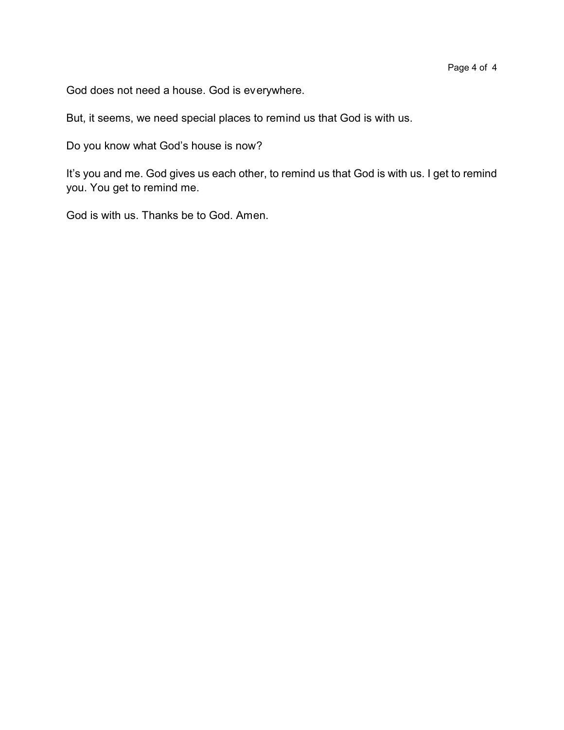God does not need a house. God is everywhere.

But, it seems, we need special places to remind us that God is with us.

Do you know what God's house is now?

It's you and me. God gives us each other, to remind us that God is with us. I get to remind you. You get to remind me.

God is with us. Thanks be to God. Amen.